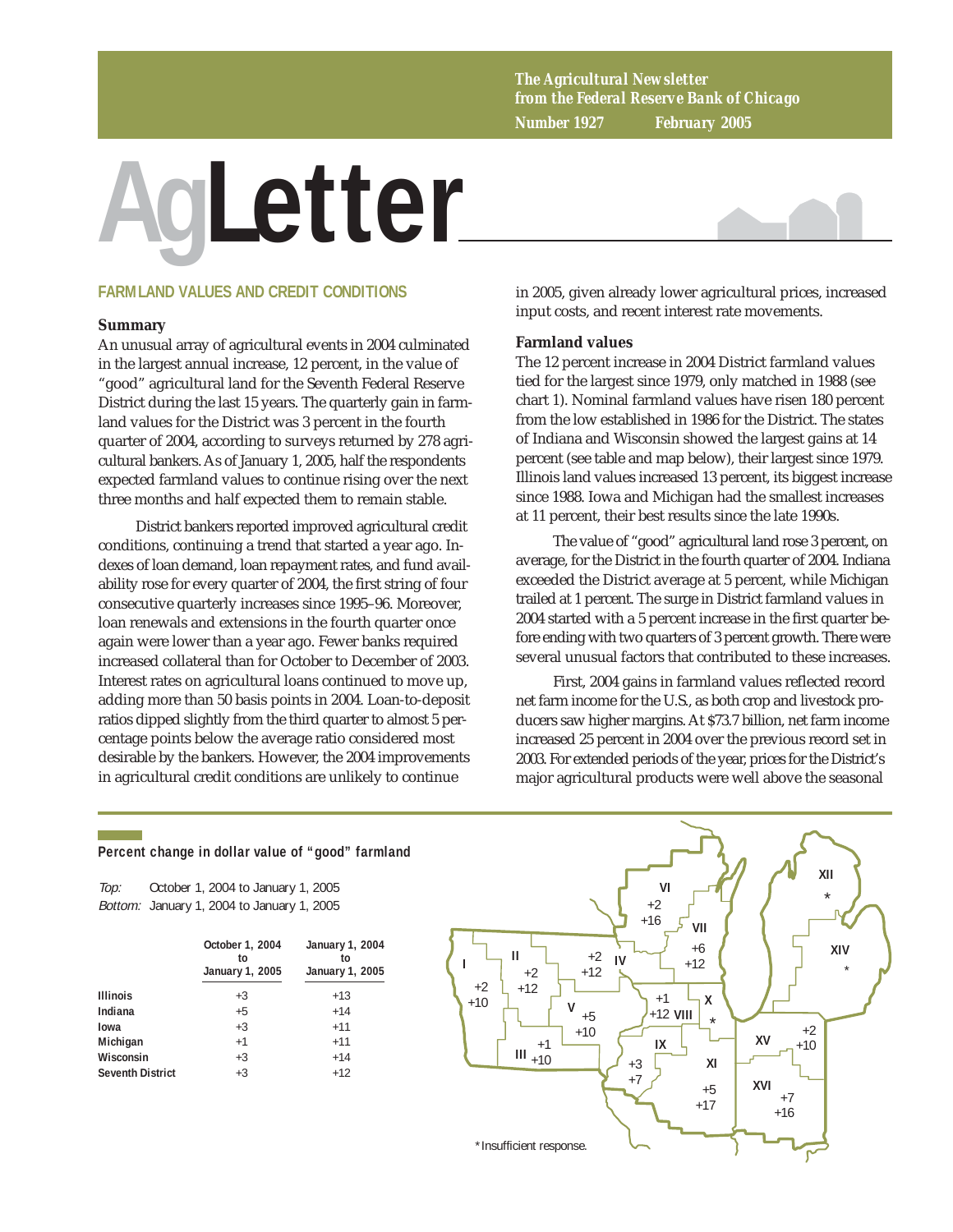*The Agricultural Newsletter from the Federal Reserve Bank of Chicago*

*Number 1927 February 2005*

# AgLetter

## FARMLAND VALUES AND CREDIT CONDITIONS

### Summary

An unusual array of agricultural events in 2004 culminated in the largest annual increase, 12 percent, in the value of "good" agricultural land for the Seventh Federal Reserve District during the last 15 years. The quarterly gain in farmland values for the District was 3 percent in the fourth quarter of 2004, according to surveys returned by 278 agricultural bankers. As of January 1, 2005, half the respondents expected farmland values to continue rising over the next three months and half expected them to remain stable.

District bankers reported improved agricultural credit conditions, continuing a trend that started a year ago. Indexes of loan demand, loan repayment rates, and fund availability rose for every quarter of 2004, the first string of four consecutive quarterly increases since 1995–96. Moreover, loan renewals and extensions in the fourth quarter once again were lower than a year ago. Fewer banks required increased collateral than for October to December of 2003. Interest rates on agricultural loans continued to move up, adding more than 50 basis points in 2004. Loan-to-deposit ratios dipped slightly from the third quarter to almost 5 percentage points below the average ratio considered most desirable by the bankers. However, the 2004 improvements in agricultural credit conditions are unlikely to continue in 2005, given already lower agricultural prices, increased input costs, and recent interest rate movements.

### Farmland values

The 12 percent increase in 2004 District farmland values tied for the largest since 1979, only matched in 1988 (see chart 1). Nominal farmland values have risen 180 percent from the low established in 1986 for the District. The states of Indiana and Wisconsin showed the largest gains at 14 percent (see table and map below), their largest since 1979. Illinois land values increased 13 percent, its biggest increase since 1988. Iowa and Michigan had the smallest increases at 11 percent, their best results since the late 1990s.

The value of "good" agricultural land rose 3 percent, on average, for the District in the fourth quarter of 2004. Indiana exceeded the District average at 5 percent, while Michigan trailed at 1 percent. The surge in District farmland values in 2004 started with a 5 percent increase in the first quarter before ending with two quarters of 3 percent growth. There were several unusual factors that contributed to these increases.

First, 2004 gains in farmland values reflected record net farm income for the U.S., as both crop and livestock producers saw higher margins. At $73.7 billion, net farm income increased 25 percent in 2004 over the previous record set in 2003. For extended periods of the year, prices for the District's major agricultural products were well above the seasonal

**Percent change in dollar value of "good" farmland**

*Top:* October 1, 2004 to January 1, 2005
*Bottom:* January 1, 2004 to January 1, 2005

| | October 1, 2004 to January 1, 2005 | January 1, 2004 to January 1, 2005 |
|---|---|---|
| Illinois | +3 | +13 |
| Indiana | +5 | +14 |
| Iowa | +3 | +11 |
| Michigan | +1 | +11 |
| Wisconsin | +3 | +14 |
| Seventh District | +3 | +12 |

| District | Top | Bottom |
|---|---|---|
| I | +2 | +10 |
| II | +2 | +12 |
| III | +1 | +10 |
| IV | +2 | +12 |
| V | +5 | +10 |
| VI | +2 | +16 |
| VII | +6 | +12 |
| VIII | +1 | +12 |
| IX | +3 | +7 |
| X | * | |
| XI | +5 | +17 |
| XII | * | |
| XIV | * | |
| XV | +2 | +10 |
| XVI | +7 | +16 |

*Insufficient response.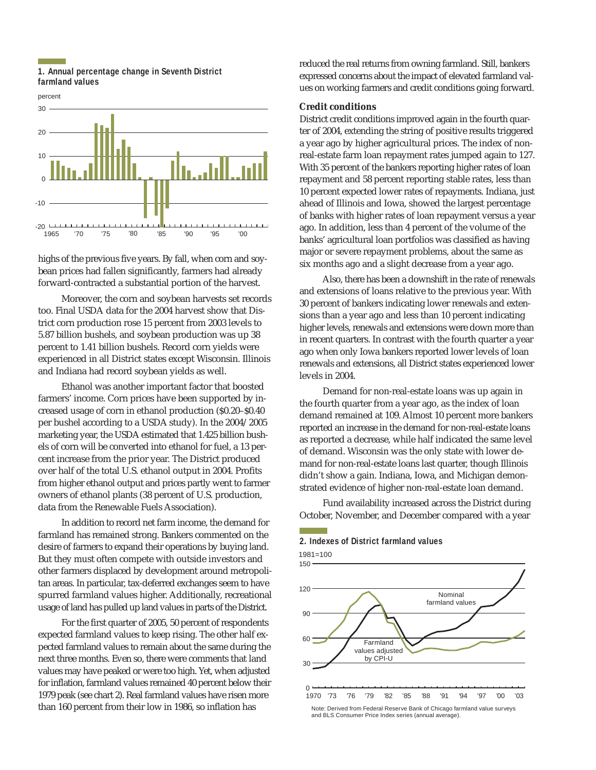**1. Annual percentage change in Seventh District farmland values**

**2. Indexes of District farmland values**

Note: Derived from Federal Reserve Bank of Chicago farmland value surveys and BLS Consumer Price Index series (annual average).

highs of the previous five years. By fall, when corn and soybean prices had fallen significantly, farmers had already forward-contracted a substantial portion of the harvest.

Moreover, the corn and soybean harvests set records too. Final USDA data for the 2004 harvest show that District corn production rose 15 percent from 2003 levels to 5.87 billion bushels, and soybean production was up 38 percent to 1.41 billion bushels. Record corn yields were experienced in all District states except Wisconsin. Illinois and Indiana had record soybean yields as well.

Ethanol was another important factor that boosted farmers' income. Corn prices have been supported by increased usage of corn in ethanol production ($0.20–$0.40 per bushel according to a USDA study). In the 2004/2005 marketing year, the USDA estimated that 1.425 billion bushels of corn will be converted into ethanol for fuel, a 13 percent increase from the prior year. The District produced over half of the total U.S. ethanol output in 2004. Profits from higher ethanol output and prices partly went to farmer owners of ethanol plants (38 percent of U.S. production, data from the Renewable Fuels Association).

In addition to record net farm income, the demand for farmland has remained strong. Bankers commented on the desire of farmers to expand their operations by buying land. But they must often compete with outside investors and other farmers displaced by development around metropolitan areas. In particular, tax-deferred exchanges seem to have spurred farmland values higher. Additionally, recreational usage of land has pulled up land values in parts of the District.

For the first quarter of 2005, 50 percent of respondents expected farmland values to keep rising. The other half expected farmland values to remain about the same during the next three months. Even so, there were comments that land values may have peaked or were too high. Yet, when adjusted for inflation, farmland values remained 40 percent below their 1979 peak (see chart 2). Real farmland values have risen more than 160 percent from their low in 1986, so inflation has reduced the real returns from owning farmland. Still, bankers expressed concerns about the impact of elevated farmland values on working farmers and credit conditions going forward.

### Credit conditions

District credit conditions improved again in the fourth quarter of 2004, extending the string of positive results triggered a year ago by higher agricultural prices. The index of non-real-estate farm loan repayment rates jumped again to 127. With 35 percent of the bankers reporting higher rates of loan repayment and 58 percent reporting stable rates, less than 10 percent expected lower rates of repayments. Indiana, just ahead of Illinois and Iowa, showed the largest percentage of banks with higher rates of loan repayment versus a year ago. In addition, less than 4 percent of the volume of the banks' agricultural loan portfolios was classified as having major or severe repayment problems, about the same as six months ago and a slight decrease from a year ago.

Also, there has been a downshift in the rate of renewals and extensions of loans relative to the previous year. With 30 percent of bankers indicating lower renewals and extensions than a year ago and less than 10 percent indicating higher levels, renewals and extensions were down more than in recent quarters. In contrast with the fourth quarter a year ago when only Iowa bankers reported lower levels of loan renewals and extensions, all District states experienced lower levels in 2004.

Demand for non-real-estate loans was up again in the fourth quarter from a year ago, as the index of loan demand remained at 109. Almost 10 percent more bankers reported an increase in the demand for non-real-estate loans as reported a decrease, while half indicated the same level of demand. Wisconsin was the only state with lower demand for non-real-estate loans last quarter, though Illinois didn't show a gain. Indiana, Iowa, and Michigan demonstrated evidence of higher non-real-estate loan demand.

Fund availability increased across the District during October, November, and December compared with a year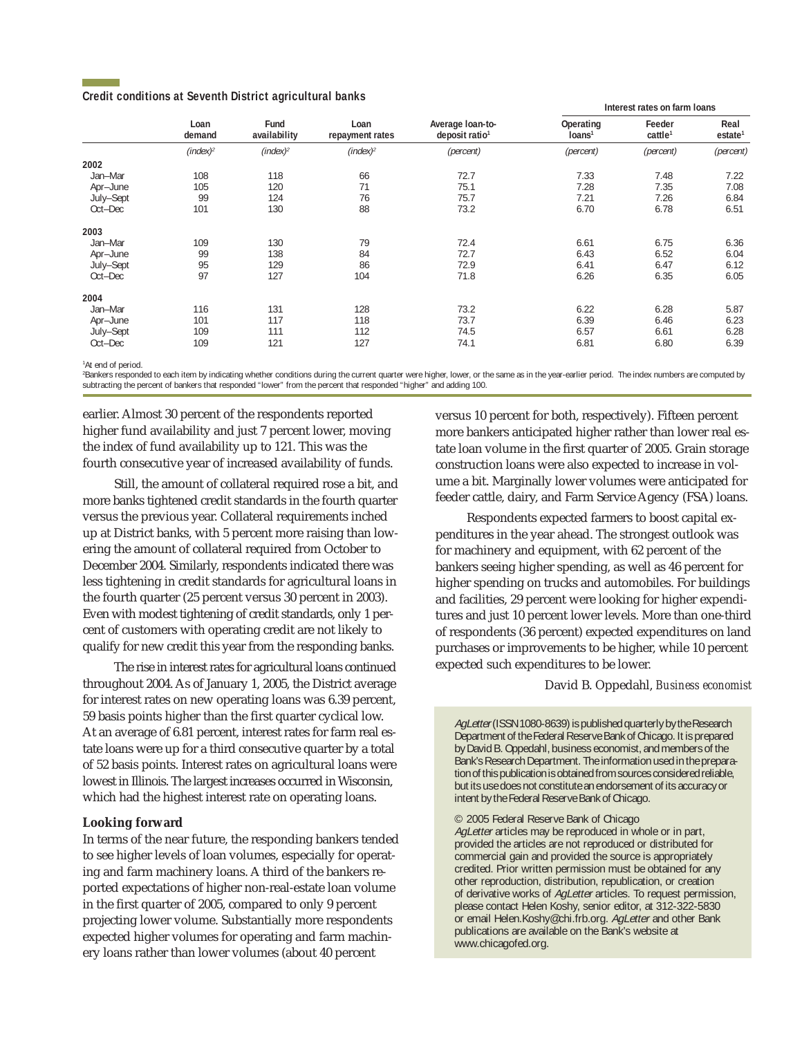**Credit conditions at Seventh District agricultural banks**

| | Loan demand | Fund availability | Loan repayment rates | Average loan-to-deposit ratio[1] | Interest rates on farm loans | | |
|---|---|---|---|---|---|---|---|
| | | | | | Operating loans[1] | Feeder cattle[1] | Real estate[1] |
| | *(index)*[2] | *(index)*[2] | *(index)*[2] | *(percent)* | *(percent)* | *(percent)* | *(percent)* |
| **2002** | | | | | | | |
| Jan–Mar | 108 | 118 | 66 | 72.7 | 7.33 | 7.48 | 7.22 |
| Apr–June | 105 | 120 | 71 | 75.1 | 7.28 | 7.35 | 7.08 |
| July–Sept | 99 | 124 | 76 | 75.7 | 7.21 | 7.26 | 6.84 |
| Oct–Dec | 101 | 130 | 88 | 73.2 | 6.70 | 6.78 | 6.51 |
| **2003** | | | | | | | |
| Jan–Mar | 109 | 130 | 79 | 72.4 | 6.61 | 6.75 | 6.36 |
| Apr–June | 99 | 138 | 84 | 72.7 | 6.43 | 6.52 | 6.04 |
| July–Sept | 95 | 129 | 86 | 72.9 | 6.41 | 6.47 | 6.12 |
| Oct–Dec | 97 | 127 | 104 | 71.8 | 6.26 | 6.35 | 6.05 |
| **2004** | | | | | | | |
| Jan–Mar | 116 | 131 | 128 | 73.2 | 6.22 | 6.28 | 5.87 |
| Apr–June | 101 | 117 | 118 | 73.7 | 6.39 | 6.46 | 6.23 |
| July–Sept | 109 | 111 | 112 | 74.5 | 6.57 | 6.61 | 6.28 |
| Oct–Dec | 109 | 121 | 127 | 74.1 | 6.81 | 6.80 | 6.39 |

[1]At end of period.
[2]Bankers responded to each item by indicating whether conditions during the current quarter were higher, lower, or the same as in the year-earlier period. The index numbers are computed by subtracting the percent of bankers that responded "lower" from the percent that responded "higher" and adding 100.

earlier. Almost 30 percent of the respondents reported higher fund availability and just 7 percent lower, moving the index of fund availability up to 121. This was the fourth consecutive year of increased availability of funds.

Still, the amount of collateral required rose a bit, and more banks tightened credit standards in the fourth quarter versus the previous year. Collateral requirements inched up at District banks, with 5 percent more raising than lowering the amount of collateral required from October to December 2004. Similarly, respondents indicated there was less tightening in credit standards for agricultural loans in the fourth quarter (25 percent versus 30 percent in 2003). Even with modest tightening of credit standards, only 1 percent of customers with operating credit are not likely to qualify for new credit this year from the responding banks.

The rise in interest rates for agricultural loans continued throughout 2004. As of January 1, 2005, the District average for interest rates on new operating loans was 6.39 percent, 59 basis points higher than the first quarter cyclical low. At an average of 6.81 percent, interest rates for farm real estate loans were up for a third consecutive quarter by a total of 52 basis points. Interest rates on agricultural loans were lowest in Illinois. The largest increases occurred in Wisconsin, which had the highest interest rate on operating loans.

### Looking forward

In terms of the near future, the responding bankers tended to see higher levels of loan volumes, especially for operating and farm machinery loans. A third of the bankers reported expectations of higher non-real-estate loan volume in the first quarter of 2005, compared to only 9 percent projecting lower volume. Substantially more respondents expected higher volumes for operating and farm machinery loans rather than lower volumes (about 40 percent versus 10 percent for both, respectively). Fifteen percent more bankers anticipated higher rather than lower real estate loan volume in the first quarter of 2005. Grain storage construction loans were also expected to increase in volume a bit. Marginally lower volumes were anticipated for feeder cattle, dairy, and Farm Service Agency (FSA) loans.

Respondents expected farmers to boost capital expenditures in the year ahead. The strongest outlook was for machinery and equipment, with 62 percent of the bankers seeing higher spending, as well as 46 percent for higher spending on trucks and automobiles. For buildings and facilities, 29 percent were looking for higher expenditures and just 10 percent lower levels. More than one-third of respondents (36 percent) expected expenditures on land purchases or improvements to be higher, while 10 percent expected such expenditures to be lower.

David B. Oppedahl, *Business economist*

*AgLetter* (ISSN 1080-8639) is published quarterly by the Research Department of the Federal Reserve Bank of Chicago. It is prepared by David B. Oppedahl, business economist, and members of the Bank's Research Department. The information used in the preparation of this publication is obtained from sources considered reliable, but its use does not constitute an endorsement of its accuracy or intent by the Federal Reserve Bank of Chicago.

© 2005 Federal Reserve Bank of Chicago
*AgLetter* articles may be reproduced in whole or in part, provided the articles are not reproduced or distributed for commercial gain and provided the source is appropriately credited. Prior written permission must be obtained for any other reproduction, distribution, republication, or creation of derivative works of *AgLetter* articles. To request permission, please contact Helen Koshy, senior editor, at 312-322-5830 or email Helen.Koshy@chi.frb.org. *AgLetter* and other Bank publications are available on the Bank's website at www.chicagofed.org.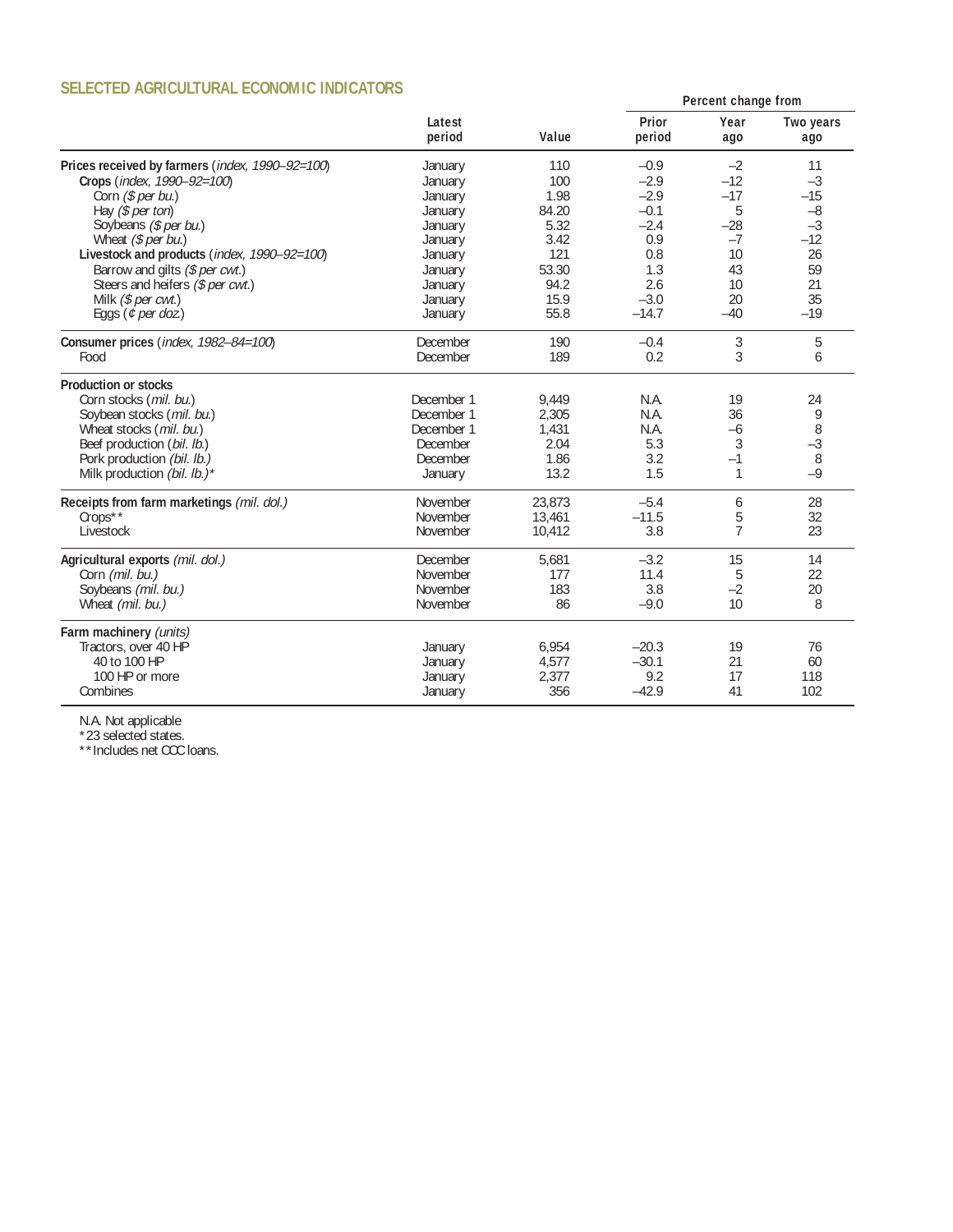## SELECTED AGRICULTURAL ECONOMIC INDICATORS

| | Latest period | Value | Percent change from Prior period | Year ago | Two years ago |
|---|---|---|---|---|---|
| **Prices received by farmers** (*index, 1990–92=100*) | January | 110 | –0.9 | –2 | 11 |
| **Crops** (*index, 1990–92=100*) | January | 100 | –2.9 | –12 | –3 |
| Corn (*$ per bu.*) | January | 1.98 | –2.9 | –17 | –15 |
| Hay (*$ per ton*) | January | 84.20 | –0.1 | 5 | –8 |
| Soybeans (*$ per bu.*) | January | 5.32 | –2.4 | –28 | –3 |
| Wheat (*$ per bu.*) | January | 3.42 | 0.9 | –7 | –12 |
| **Livestock and products** (*index, 1990–92=100*) | January | 121 | 0.8 | 10 | 26 |
| Barrow and gilts (*$ per cwt.*) | January | 53.30 | 1.3 | 43 | 59 |
| Steers and heifers (*$ per cwt.*) | January | 94.2 | 2.6 | 10 | 21 |
| Milk (*$ per cwt.*) | January | 15.9 | –3.0 | 20 | 35 |
| Eggs (*¢ per doz.*) | January | 55.8 | –14.7 | –40 | –19 |
| **Consumer prices** (*index, 1982–84=100*) | December | 190 | –0.4 | 3 | 5 |
| Food | December | 189 | 0.2 | 3 | 6 |
| **Production or stocks** | | | | | |
| Corn stocks (*mil. bu.*) | December 1 | 9,449 | N.A. | 19 | 24 |
| Soybean stocks (*mil. bu.*) | December 1 | 2,305 | N.A. | 36 | 9 |
| Wheat stocks (*mil. bu.*) | December 1 | 1,431 | N.A. | –6 | 8 |
| Beef production (*bil. lb.*) | December | 2.04 | 5.3 | 3 | –3 |
| Pork production (*bil. lb.*) | December | 1.86 | 3.2 | –1 | 8 |
| Milk production (*bil. lb.*)* | January | 13.2 | 1.5 | 1 | –9 |
| **Receipts from farm marketings** (*mil. dol.*) | November | 23,873 | –5.4 | 6 | 28 |
| Crops** | November | 13,461 | –11.5 | 5 | 32 |
| Livestock | November | 10,412 | 3.8 | 7 | 23 |
| **Agricultural exports** (*mil. dol.*) | December | 5,681 | –3.2 | 15 | 14 |
| Corn (*mil. bu.*) | November | 177 | 11.4 | 5 | 22 |
| Soybeans (*mil. bu.*) | November | 183 | 3.8 | –2 | 20 |
| Wheat (*mil. bu.*) | November | 86 | –9.0 | 10 | 8 |
| **Farm machinery** (*units*) | | | | | |
| Tractors, over 40 HP | January | 6,954 | –20.3 | 19 | 76 |
| 40 to 100 HP | January | 4,577 | –30.1 | 21 | 60 |
| 100 HP or more | January | 2,377 | 9.2 | 17 | 118 |
| Combines | January | 356 | –42.9 | 41 | 102 |

N.A. Not applicable

*23 selected states.

**Includes net CCC loans.